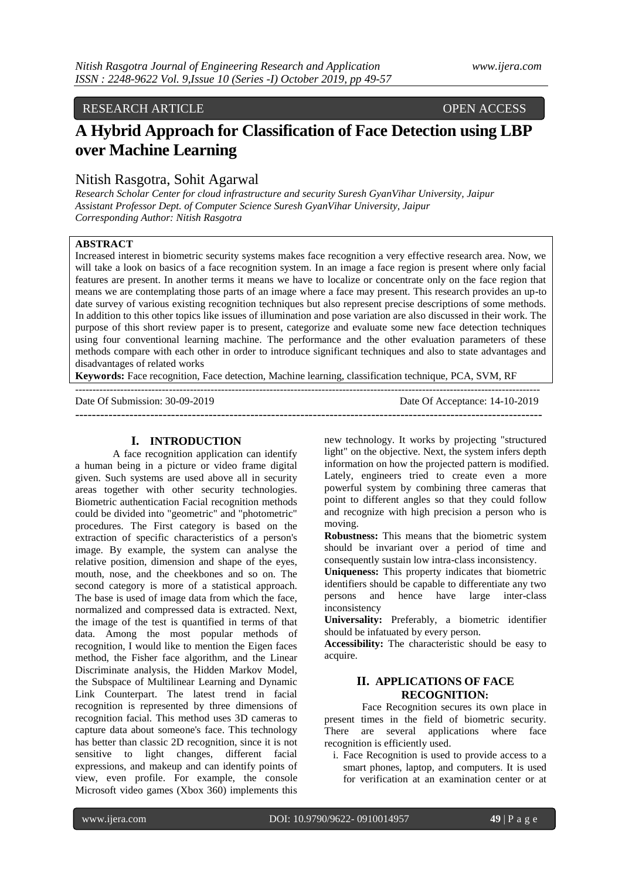RESEARCH ARTICLE OPEN ACCESS

# A Hybrid Approach for Classification of Face Detection using LBP over Machine Learning

## Nitish Rasgotra, Sohit Agarwal

*Research Scholar Center for cloud infrastructure and security Suresh GyanVihar University, Jaipur*
*Assistant Professor Dept. of Computer Science Suresh GyanVihar University, Jaipur*
*Corresponding Author: Nitish Rasgotra*

**ABSTRACT**

Increased interest in biometric security systems makes face recognition a very effective research area. Now, we will take a look on basics of a face recognition system. In an image a face region is present where only facial features are present. In another terms it means we have to localize or concentrate only on the face region that means we are contemplating those parts of an image where a face may present. This research provides an up-to date survey of various existing recognition techniques but also represent precise descriptions of some methods. In addition to this other topics like issues of illumination and pose variation are also discussed in their work. The purpose of this short review paper is to present, categorize and evaluate some new face detection techniques using four conventional learning machine. The performance and the other evaluation parameters of these methods compare with each other in order to introduce significant techniques and also to state advantages and disadvantages of related works

**Keywords:** Face recognition, Face detection, Machine learning, classification technique, PCA, SVM, RF

---

Date Of Submission: 30-09-2019 Date Of Acceptance: 14-10-2019

---

## I. INTRODUCTION

A face recognition application can identify a human being in a picture or video frame digital given. Such systems are used above all in security areas together with other security technologies. Biometric authentication Facial recognition methods could be divided into "geometric" and "photometric" procedures. The First category is based on the extraction of specific characteristics of a person's image. By example, the system can analyse the relative position, dimension and shape of the eyes, mouth, nose, and the cheekbones and so on. The second category is more of a statistical approach. The base is used of image data from which the face, normalized and compressed data is extracted. Next, the image of the test is quantified in terms of that data. Among the most popular methods of recognition, I would like to mention the Eigen faces method, the Fisher face algorithm, and the Linear Discriminate analysis, the Hidden Markov Model, the Subspace of Multilinear Learning and Dynamic Link Counterpart. The latest trend in facial recognition is represented by three dimensions of recognition facial. This method uses 3D cameras to capture data about someone's face. This technology has better than classic 2D recognition, since it is not sensitive to light changes, different facial expressions, and makeup and can identify points of view, even profile. For example, the console Microsoft video games (Xbox 360) implements this new technology. It works by projecting "structured light" on the objective. Next, the system infers depth information on how the projected pattern is modified. Lately, engineers tried to create even a more powerful system by combining three cameras that point to different angles so that they could follow and recognize with high precision a person who is moving.

**Robustness:** This means that the biometric system should be invariant over a period of time and consequently sustain low intra-class inconsistency.

**Uniqueness:** This property indicates that biometric identifiers should be capable to differentiate any two persons and hence have large inter-class inconsistency

**Universality:** Preferably, a biometric identifier should be infatuated by every person.

**Accessibility:** The characteristic should be easy to acquire.

## II. APPLICATIONS OF FACE RECOGNITION:

Face Recognition secures its own place in present times in the field of biometric security. There are several applications where face recognition is efficiently used.

i. Face Recognition is used to provide access to a smart phones, laptop, and computers. It is used for verification at an examination center or at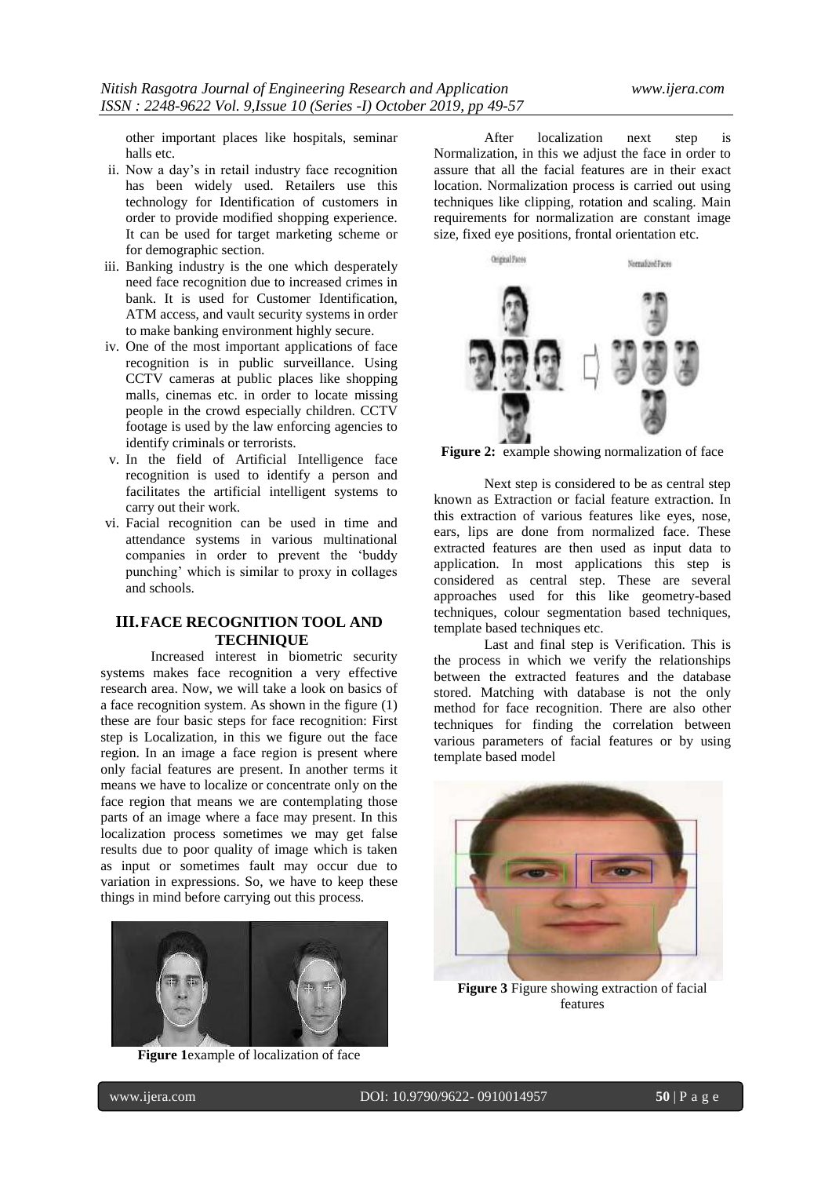other important places like hospitals, seminar halls etc.

ii. Now a day's in retail industry face recognition has been widely used. Retailers use this technology for Identification of customers in order to provide modified shopping experience. It can be used for target marketing scheme or for demographic section.
iii. Banking industry is the one which desperately need face recognition due to increased crimes in bank. It is used for Customer Identification, ATM access, and vault security systems in order to make banking environment highly secure.
iv. One of the most important applications of face recognition is in public surveillance. Using CCTV cameras at public places like shopping malls, cinemas etc. in order to locate missing people in the crowd especially children. CCTV footage is used by the law enforcing agencies to identify criminals or terrorists.
v. In the field of Artificial Intelligence face recognition is used to identify a person and facilitates the artificial intelligent systems to carry out their work.
vi. Facial recognition can be used in time and attendance systems in various multinational companies in order to prevent the 'buddy punching' which is similar to proxy in collages and schools.

## III. FACE RECOGNITION TOOL AND TECHNIQUE

Increased interest in biometric security systems makes face recognition a very effective research area. Now, we will take a look on basics of a face recognition system. As shown in the figure (1) these are four basic steps for face recognition: First step is Localization, in this we figure out the face region. In an image a face region is present where only facial features are present. In another terms it means we have to localize or concentrate only on the face region that means we are contemplating those parts of an image where a face may present. In this localization process sometimes we may get false results due to poor quality of image which is taken as input or sometimes fault may occur due to variation in expressions. So, we have to keep these things in mind before carrying out this process.

**Figure 1**example of localization of face

After localization next step is Normalization, in this we adjust the face in order to assure that all the facial features are in their exact location. Normalization process is carried out using techniques like clipping, rotation and scaling. Main requirements for normalization are constant image size, fixed eye positions, frontal orientation etc.

**Figure 2:** example showing normalization of face

Next step is considered to be as central step known as Extraction or facial feature extraction. In this extraction of various features like eyes, nose, ears, lips are done from normalized face. These extracted features are then used as input data to application. In most applications this step is considered as central step. These are several approaches used for this like geometry-based techniques, colour segmentation based techniques, template based techniques etc.

Last and final step is Verification. This is the process in which we verify the relationships between the extracted features and the database stored. Matching with database is not the only method for face recognition. There are also other techniques for finding the correlation between various parameters of facial features or by using template based model

**Figure 3** Figure showing extraction of facial features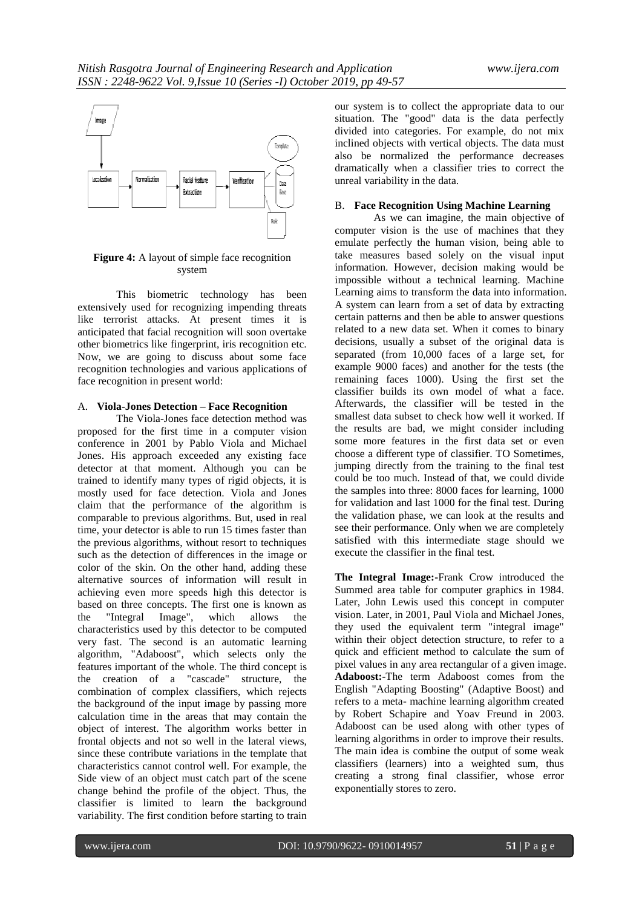**Figure 4:** A layout of simple face recognition system

This biometric technology has been extensively used for recognizing impending threats like terrorist attacks. At present times it is anticipated that facial recognition will soon overtake other biometrics like fingerprint, iris recognition etc. Now, we are going to discuss about some face recognition technologies and various applications of face recognition in present world:

### A. Viola-Jones Detection – Face Recognition

The Viola-Jones face detection method was proposed for the first time in a computer vision conference in 2001 by Pablo Viola and Michael Jones. His approach exceeded any existing face detector at that moment. Although you can be trained to identify many types of rigid objects, it is mostly used for face detection. Viola and Jones claim that the performance of the algorithm is comparable to previous algorithms. But, used in real time, your detector is able to run 15 times faster than the previous algorithms, without resort to techniques such as the detection of differences in the image or color of the skin. On the other hand, adding these alternative sources of information will result in achieving even more speeds high this detector is based on three concepts. The first one is known as the "Integral Image", which allows the characteristics used by this detector to be computed very fast. The second is an automatic learning algorithm, "Adaboost", which selects only the features important of the whole. The third concept is the creation of a "cascade" structure, the combination of complex classifiers, which rejects the background of the input image by passing more calculation time in the areas that may contain the object of interest. The algorithm works better in frontal objects and not so well in the lateral views, since these contribute variations in the template that characteristics cannot control well. For example, the Side view of an object must catch part of the scene change behind the profile of the object. Thus, the classifier is limited to learn the background variability. The first condition before starting to train our system is to collect the appropriate data to our situation. The "good" data is the data perfectly divided into categories. For example, do not mix inclined objects with vertical objects. The data must also be normalized the performance decreases dramatically when a classifier tries to correct the unreal variability in the data.

### B. Face Recognition Using Machine Learning

As we can imagine, the main objective of computer vision is the use of machines that they emulate perfectly the human vision, being able to take measures based solely on the visual input information. However, decision making would be impossible without a technical learning. Machine Learning aims to transform the data into information. A system can learn from a set of data by extracting certain patterns and then be able to answer questions related to a new data set. When it comes to binary decisions, usually a subset of the original data is separated (from 10,000 faces of a large set, for example 9000 faces) and another for the tests (the remaining faces 1000). Using the first set the classifier builds its own model of what a face. Afterwards, the classifier will be tested in the smallest data subset to check how well it worked. If the results are bad, we might consider including some more features in the first data set or even choose a different type of classifier. TO Sometimes, jumping directly from the training to the final test could be too much. Instead of that, we could divide the samples into three: 8000 faces for learning, 1000 for validation and last 1000 for the final test. During the validation phase, we can look at the results and see their performance. Only when we are completely satisfied with this intermediate stage should we execute the classifier in the final test.

**The Integral Image:-**Frank Crow introduced the Summed area table for computer graphics in 1984. Later, John Lewis used this concept in computer vision. Later, in 2001, Paul Viola and Michael Jones, they used the equivalent term "integral image" within their object detection structure, to refer to a quick and efficient method to calculate the sum of pixel values in any area rectangular of a given image.

**Adaboost:-**The term Adaboost comes from the English "Adapting Boosting" (Adaptive Boost) and refers to a meta- machine learning algorithm created by Robert Schapire and Yoav Freund in 2003. Adaboost can be used along with other types of learning algorithms in order to improve their results. The main idea is combine the output of some weak classifiers (learners) into a weighted sum, thus creating a strong final classifier, whose error exponentially stores to zero.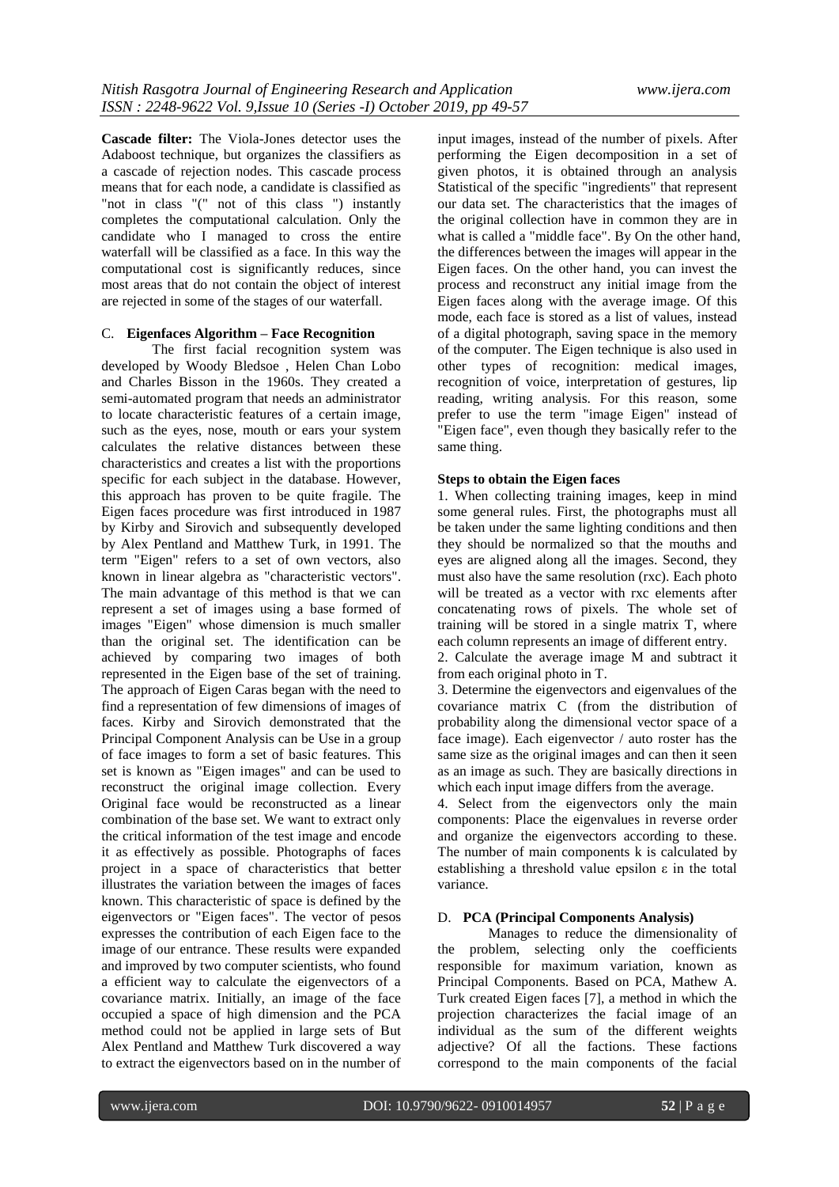**Cascade filter:** The Viola-Jones detector uses the Adaboost technique, but organizes the classifiers as a cascade of rejection nodes. This cascade process means that for each node, a candidate is classified as "not in class "(" not of this class ") instantly completes the computational calculation. Only the candidate who I managed to cross the entire waterfall will be classified as a face. In this way the computational cost is significantly reduces, since most areas that do not contain the object of interest are rejected in some of the stages of our waterfall.

### C. Eigenfaces Algorithm – Face Recognition

The first facial recognition system was developed by Woody Bledsoe , Helen Chan Lobo and Charles Bisson in the 1960s. They created a semi-automated program that needs an administrator to locate characteristic features of a certain image, such as the eyes, nose, mouth or ears your system calculates the relative distances between these characteristics and creates a list with the proportions specific for each subject in the database. However, this approach has proven to be quite fragile. The Eigen faces procedure was first introduced in 1987 by Kirby and Sirovich and subsequently developed by Alex Pentland and Matthew Turk, in 1991. The term "Eigen" refers to a set of own vectors, also known in linear algebra as "characteristic vectors". The main advantage of this method is that we can represent a set of images using a base formed of images "Eigen" whose dimension is much smaller than the original set. The identification can be achieved by comparing two images of both represented in the Eigen base of the set of training. The approach of Eigen Caras began with the need to find a representation of few dimensions of images of faces. Kirby and Sirovich demonstrated that the Principal Component Analysis can be Use in a group of face images to form a set of basic features. This set is known as "Eigen images" and can be used to reconstruct the original image collection. Every Original face would be reconstructed as a linear combination of the base set. We want to extract only the critical information of the test image and encode it as effectively as possible. Photographs of faces project in a space of characteristics that better illustrates the variation between the images of faces known. This characteristic of space is defined by the eigenvectors or "Eigen faces". The vector of pesos expresses the contribution of each Eigen face to the image of our entrance. These results were expanded and improved by two computer scientists, who found a efficient way to calculate the eigenvectors of a covariance matrix. Initially, an image of the face occupied a space of high dimension and the PCA method could not be applied in large sets of But Alex Pentland and Matthew Turk discovered a way to extract the eigenvectors based on in the number of input images, instead of the number of pixels. After performing the Eigen decomposition in a set of given photos, it is obtained through an analysis Statistical of the specific "ingredients" that represent our data set. The characteristics that the images of the original collection have in common they are in what is called a "middle face". By On the other hand, the differences between the images will appear in the Eigen faces. On the other hand, you can invest the process and reconstruct any initial image from the Eigen faces along with the average image. Of this mode, each face is stored as a list of values, instead of a digital photograph, saving space in the memory of the computer. The Eigen technique is also used in other types of recognition: medical images, recognition of voice, interpretation of gestures, lip reading, writing analysis. For this reason, some prefer to use the term "image Eigen" instead of "Eigen face", even though they basically refer to the same thing.

**Steps to obtain the Eigen faces**

1. When collecting training images, keep in mind some general rules. First, the photographs must all be taken under the same lighting conditions and then they should be normalized so that the mouths and eyes are aligned along all the images. Second, they must also have the same resolution (rxc). Each photo will be treated as a vector with rxc elements after concatenating rows of pixels. The whole set of training will be stored in a single matrix T, where each column represents an image of different entry.
2. Calculate the average image M and subtract it from each original photo in T.
3. Determine the eigenvectors and eigenvalues of the covariance matrix C (from the distribution of probability along the dimensional vector space of a face image). Each eigenvector / auto roster has the same size as the original images and can then it seen as an image as such. They are basically directions in which each input image differs from the average.
4. Select from the eigenvectors only the main components: Place the eigenvalues in reverse order and organize the eigenvectors according to these. The number of main components k is calculated by establishing a threshold value epsilon ε in the total variance.

### D. PCA (Principal Components Analysis)

Manages to reduce the dimensionality of the problem, selecting only the coefficients responsible for maximum variation, known as Principal Components. Based on PCA, Mathew A. Turk created Eigen faces [7], a method in which the projection characterizes the facial image of an individual as the sum of the different weights adjective? Of all the factions. These factions correspond to the main components of the facial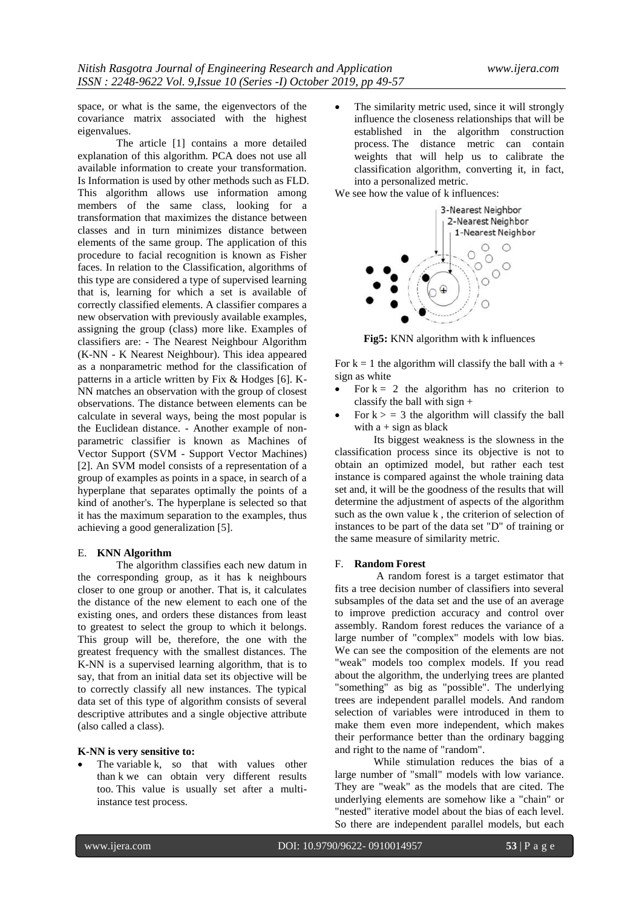space, or what is the same, the eigenvectors of the covariance matrix associated with the highest eigenvalues.

The article [1] contains a more detailed explanation of this algorithm. PCA does not use all available information to create your transformation. Is Information is used by other methods such as FLD. This algorithm allows use information among members of the same class, looking for a transformation that maximizes the distance between classes and in turn minimizes distance between elements of the same group. The application of this procedure to facial recognition is known as Fisher faces. In relation to the Classification, algorithms of this type are considered a type of supervised learning that is, learning for which a set is available of correctly classified elements. A classifier compares a new observation with previously available examples, assigning the group (class) more like. Examples of classifiers are: - The Nearest Neighbour Algorithm (K-NN - K Nearest Neighbour). This idea appeared as a nonparametric method for the classification of patterns in a article written by Fix & Hodges [6]. K-NN matches an observation with the group of closest observations. The distance between elements can be calculate in several ways, being the most popular is the Euclidean distance. - Another example of non-parametric classifier is known as Machines of Vector Support (SVM - Support Vector Machines) [2]. An SVM model consists of a representation of a group of examples as points in a space, in search of a hyperplane that separates optimally the points of a kind of another's. The hyperplane is selected so that it has the maximum separation to the examples, thus achieving a good generalization [5].

### E. KNN Algorithm

The algorithm classifies each new datum in the corresponding group, as it has k neighbours closer to one group or another. That is, it calculates the distance of the new element to each one of the existing ones, and orders these distances from least to greatest to select the group to which it belongs. This group will be, therefore, the one with the greatest frequency with the smallest distances. The K-NN is a supervised learning algorithm, that is to say, that from an initial data set its objective will be to correctly classify all new instances. The typical data set of this type of algorithm consists of several descriptive attributes and a single objective attribute (also called a class).

**K-NN is very sensitive to:**

- The variable k, so that with values other than k we can obtain very different results too. This value is usually set after a multi-instance test process.
- The similarity metric used, since it will strongly influence the closeness relationships that will be established in the algorithm construction process. The distance metric can contain weights that will help us to calibrate the classification algorithm, converting it, in fact, into a personalized metric.

We see how the value of k influences:

**Fig5:** KNN algorithm with k influences

For $k = 1$ the algorithm will classify the ball with a + sign as white

- For $k = 2$ the algorithm has no criterion to classify the ball with sign +
- For $k >= 3$ the algorithm will classify the ball with a + sign as black

Its biggest weakness is the slowness in the classification process since its objective is not to obtain an optimized model, but rather each test instance is compared against the whole training data set and, it will be the goodness of the results that will determine the adjustment of aspects of the algorithm such as the own value k , the criterion of selection of instances to be part of the data set "D" of training or the same measure of similarity metric.

### F. Random Forest

A random forest is a target estimator that fits a tree decision number of classifiers into several subsamples of the data set and the use of an average to improve prediction accuracy and control over assembly. Random forest reduces the variance of a large number of "complex" models with low bias. We can see the composition of the elements are not "weak" models too complex models. If you read about the algorithm, the underlying trees are planted "something" as big as "possible". The underlying trees are independent parallel models. And random selection of variables were introduced in them to make them even more independent, which makes their performance better than the ordinary bagging and right to the name of "random".

While stimulation reduces the bias of a large number of "small" models with low variance. They are "weak" as the models that are cited. The underlying elements are somehow like a "chain" or "nested" iterative model about the bias of each level. So there are independent parallel models, but each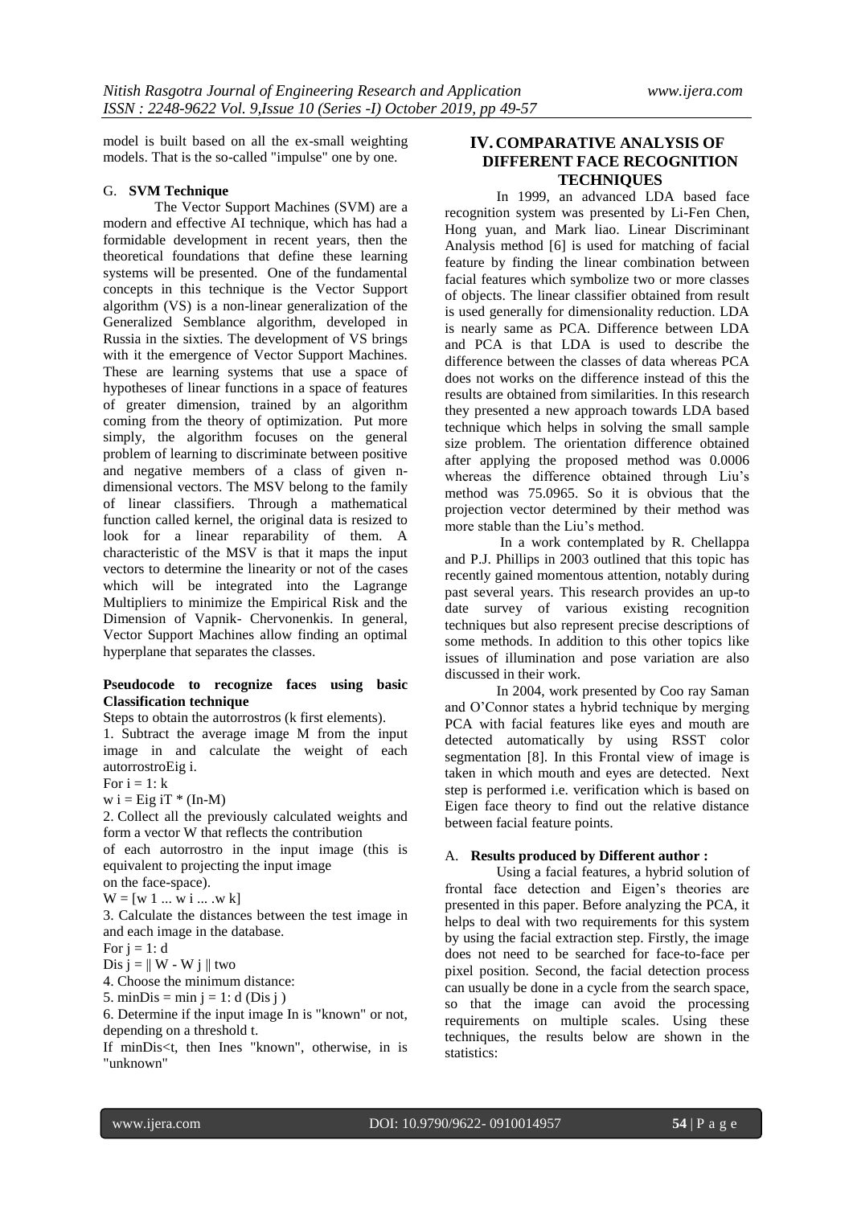model is built based on all the ex-small weighting models. That is the so-called "impulse" one by one.

### G. SVM Technique

The Vector Support Machines (SVM) are a modern and effective AI technique, which has had a formidable development in recent years, then the theoretical foundations that define these learning systems will be presented. One of the fundamental concepts in this technique is the Vector Support algorithm (VS) is a non-linear generalization of the Generalized Semblance algorithm, developed in Russia in the sixties. The development of VS brings with it the emergence of Vector Support Machines. These are learning systems that use a space of hypotheses of linear functions in a space of features of greater dimension, trained by an algorithm coming from the theory of optimization. Put more simply, the algorithm focuses on the general problem of learning to discriminate between positive and negative members of a class of given n-dimensional vectors. The MSV belong to the family of linear classifiers. Through a mathematical function called kernel, the original data is resized to look for a linear reparability of them. A characteristic of the MSV is that it maps the input vectors to determine the linearity or not of the cases which will be integrated into the Lagrange Multipliers to minimize the Empirical Risk and the Dimension of Vapnik- Chervonenkis. In general, Vector Support Machines allow finding an optimal hyperplane that separates the classes.

**Pseudocode to recognize faces using basic Classification technique**

Steps to obtain the autorrostros (k first elements).

1. Subtract the average image M from the input image in and calculate the weight of each autorrostroEig i.

For i = 1: k

w i = Eig iT * (In-M)

2. Collect all the previously calculated weights and form a vector W that reflects the contribution of each autorrostro in the input image (this is equivalent to projecting the input image on the face-space).

W = [w 1 ... w i ... .w k]

3. Calculate the distances between the test image in and each image in the database.

For j = 1: d

Dis j = ‖ W - W j ‖ two

4. Choose the minimum distance:

5. minDis = min j = 1: d (Dis j )

6. Determine if the input image In is "known" or not, depending on a threshold t.

If minDis<t, then Ines "known", otherwise, in is "unknown"

## IV. COMPARATIVE ANALYSIS OF DIFFERENT FACE RECOGNITION TECHNIQUES

In 1999, an advanced LDA based face recognition system was presented by Li-Fen Chen, Hong yuan, and Mark liao. Linear Discriminant Analysis method [6] is used for matching of facial feature by finding the linear combination between facial features which symbolize two or more classes of objects. The linear classifier obtained from result is used generally for dimensionality reduction. LDA is nearly same as PCA. Difference between LDA and PCA is that LDA is used to describe the difference between the classes of data whereas PCA does not works on the difference instead of this the results are obtained from similarities. In this research they presented a new approach towards LDA based technique which helps in solving the small sample size problem. The orientation difference obtained after applying the proposed method was 0.0006 whereas the difference obtained through Liu's method was 75.0965. So it is obvious that the projection vector determined by their method was more stable than the Liu's method.

In a work contemplated by R. Chellappa and P.J. Phillips in 2003 outlined that this topic has recently gained momentous attention, notably during past several years. This research provides an up-to date survey of various existing recognition techniques but also represent precise descriptions of some methods. In addition to this other topics like issues of illumination and pose variation are also discussed in their work.

In 2004, work presented by Coo ray Saman and O'Connor states a hybrid technique by merging PCA with facial features like eyes and mouth are detected automatically by using RSST color segmentation [8]. In this Frontal view of image is taken in which mouth and eyes are detected. Next step is performed i.e. verification which is based on Eigen face theory to find out the relative distance between facial feature points.

### A. Results produced by Different author :

Using a facial features, a hybrid solution of frontal face detection and Eigen's theories are presented in this paper. Before analyzing the PCA, it helps to deal with two requirements for this system by using the facial extraction step. Firstly, the image does not need to be searched for face-to-face per pixel position. Second, the facial detection process can usually be done in a cycle from the search space, so that the image can avoid the processing requirements on multiple scales. Using these techniques, the results below are shown in the statistics: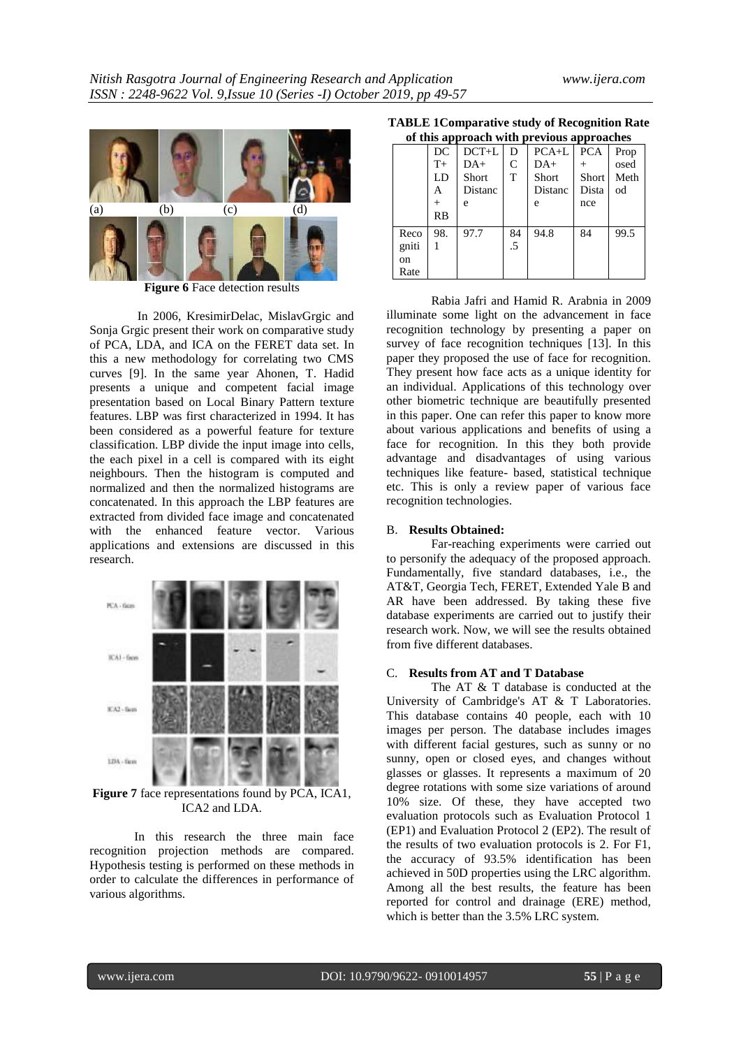Figure 6 Face detection results

In 2006, KresimirDelac, MislavGrgic and Sonja Grgic present their work on comparative study of PCA, LDA, and ICA on the FERET data set. In this a new methodology for correlating two CMS curves [9]. In the same year Ahonen, T. Hadid presents a unique and competent facial image presentation based on Local Binary Pattern texture features. LBP was first characterized in 1994. It has been considered as a powerful feature for texture classification. LBP divide the input image into cells, the each pixel in a cell is compared with its eight neighbours. Then the histogram is computed and normalized and then the normalized histograms are concatenated. In this approach the LBP features are extracted from divided face image and concatenated with the enhanced feature vector. Various applications and extensions are discussed in this research.

Figure 7 face representations found by PCA, ICA1, ICA2 and LDA.

In this research the three main face recognition projection methods are compared. Hypothesis testing is performed on these methods in order to calculate the differences in performance of various algorithms.

**TABLE 1Comparative study of Recognition Rate of this approach with previous approaches**

| | DCT+LDA+RB | DCT+LDA+Short Distance | DCT | PCA+LDA+Short Distance | PCA+Short Distance | Proposed Method |
|---|---|---|---|---|---|---|
| Recognition Rate | 98.1 | 97.7 | 84.5 | 94.8 | 84 | 99.5 |

Rabia Jafri and Hamid R. Arabnia in 2009 illuminate some light on the advancement in face recognition technology by presenting a paper on survey of face recognition techniques [13]. In this paper they proposed the use of face for recognition. They present how face acts as a unique identity for an individual. Applications of this technology over other biometric technique are beautifully presented in this paper. One can refer this paper to know more about various applications and benefits of using a face for recognition. In this they both provide advantage and disadvantages of using various techniques like feature- based, statistical technique etc. This is only a review paper of various face recognition technologies.

## B. Results Obtained:

Far-reaching experiments were carried out to personify the adequacy of the proposed approach. Fundamentally, five standard databases, i.e., the AT&T, Georgia Tech, FERET, Extended Yale B and AR have been addressed. By taking these five database experiments are carried out to justify their research work. Now, we will see the results obtained from five different databases.

## C. Results from AT and T Database

The AT & T database is conducted at the University of Cambridge's AT & T Laboratories. This database contains 40 people, each with 10 images per person. The database includes images with different facial gestures, such as sunny or no sunny, open or closed eyes, and changes without glasses or glasses. It represents a maximum of 20 degree rotations with some size variations of around 10% size. Of these, they have accepted two evaluation protocols such as Evaluation Protocol 1 (EP1) and Evaluation Protocol 2 (EP2). The result of the results of two evaluation protocols is 2. For F1, the accuracy of 93.5% identification has been achieved in 50D properties using the LRC algorithm. Among all the best results, the feature has been reported for control and drainage (ERE) method, which is better than the 3.5% LRC system.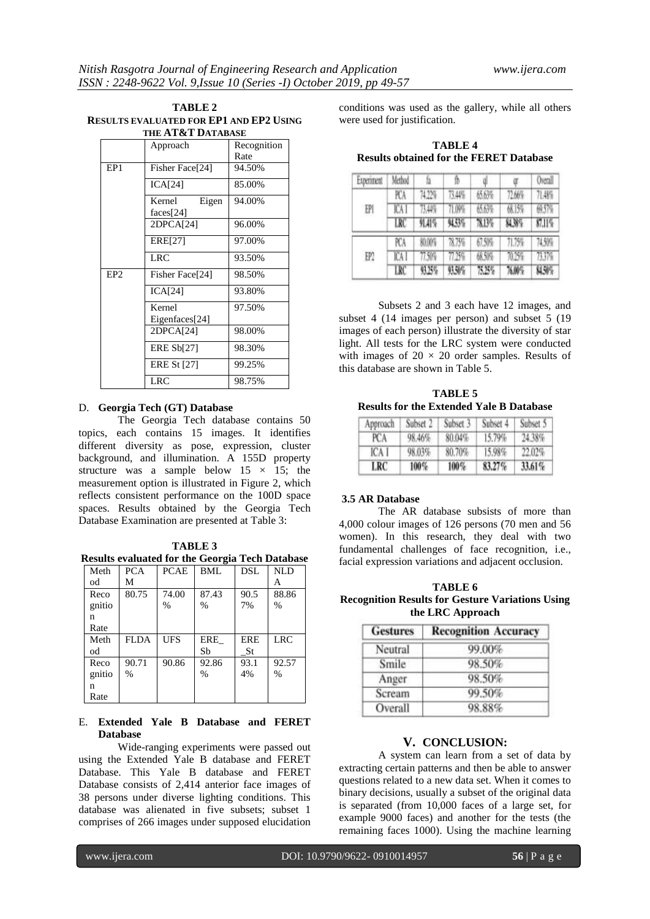**TABLE 2**
**RESULTS EVALUATED FOR EP1 AND EP2 USING THE AT&T DATABASE**

| | Approach | Recognition Rate |
|---|---|---|
| EP1 | Fisher Face[24] | 94.50% |
| | ICA[24] | 85.00% |
| | Kernel Eigen faces[24] | 94.00% |
| | 2DPCA[24] | 96.00% |
| | ERE[27] | 97.00% |
| | LRC | 93.50% |
| EP2 | Fisher Face[24] | 98.50% |
| | ICA[24] | 93.80% |
| | Kernel Eigenfaces[24] | 97.50% |
| | 2DPCA[24] | 98.00% |
| | ERE Sb[27] | 98.30% |
| | ERE St [27] | 99.25% |
| | LRC | 98.75% |

### D. Georgia Tech (GT) Database

The Georgia Tech database contains 50 topics, each contains 15 images. It identifies different diversity as pose, expression, cluster background, and illumination. A 155D property structure was a sample below $15 \times 15$; the measurement option is illustrated in Figure 2, which reflects consistent performance on the 100D space spaces. Results obtained by the Georgia Tech Database Examination are presented at Table 3:

**TABLE 3**
**Results evaluated for the Georgia Tech Database**

| Method | PCAM | PCAE | BML | DSL | NLDA |
|---|---|---|---|---|---|
| Recognition Rate | 80.75 | 74.00 % | 87.43 % | 90.57% | 88.86 % |
| Method | FLDA | UFS | ERE_Sb | ERE_St | LRC |
| Recognition Rate | 90.71 % | 90.86 | 92.86 % | 93.14% | 92.57 % |

### E. Extended Yale B Database and FERET Database

Wide-ranging experiments were passed out using the Extended Yale B database and FERET Database. This Yale B database and FERET Database consists of 2,414 anterior face images of 38 persons under diverse lighting conditions. This database was alienated in five subsets; subset 1 comprises of 266 images under supposed elucidation conditions was used as the gallery, while all others were used for justification.

**TABLE 4**
**Results obtained for the FERET Database**

| Experiment | Method | fa | fb | ql | qr | Overall |
|---|---|---|---|---|---|---|
| EP1 | PCA | 74.22% | 73.44% | 65.63% | 72.66% | 71.48% |
| | ICA I | 73.44% | 71.09% | 65.63% | 68.15% | 69.57% |
| | LRC | 91.41% | 94.53% | 78.13% | 84.38% | 87.11% |
| EP2 | PCA | 80.00% | 78.75% | 67.50% | 71.75% | 74.50% |
| | ICA I | 77.50% | 77.25% | 68.50% | 70.25% | 73.37% |
| | LRC | 93.25% | 93.50% | 75.25% | 76.00% | 84.50% |

Subsets 2 and 3 each have 12 images, and subset 4 (14 images per person) and subset 5 (19 images of each person) illustrate the diversity of star light. All tests for the LRC system were conducted with images of $20 \times 20$ order samples. Results of this database are shown in Table 5.

**TABLE 5**
**Results for the Extended Yale B Database**

| Approach | Subset 2 | Subset 3 | Subset 4 | Subset 5 |
|---|---|---|---|---|
| PCA | 98.46% | 80.04% | 15.79% | 24.38% |
| ICA I | 98.03% | 80.70% | 15.98% | 22.02% |
| LRC | 100% | 100% | 83.27% | 33.61% |

### 3.5 AR Database

The AR database subsists of more than 4,000 colour images of 126 persons (70 men and 56 women). In this research, they deal with two fundamental challenges of face recognition, i.e., facial expression variations and adjacent occlusion.

**TABLE 6**
**Recognition Results for Gesture Variations Using the LRC Approach**

| Gestures | Recognition Accuracy |
|---|---|
| Neutral | 99.00% |
| Smile | 98.50% |
| Anger | 98.50% |
| Scream | 99.50% |
| Overall | 98.88% |

## V. CONCLUSION:

A system can learn from a set of data by extracting certain patterns and then be able to answer questions related to a new data set. When it comes to binary decisions, usually a subset of the original data is separated (from 10,000 faces of a large set, for example 9000 faces) and another for the tests (the remaining faces 1000). Using the machine learning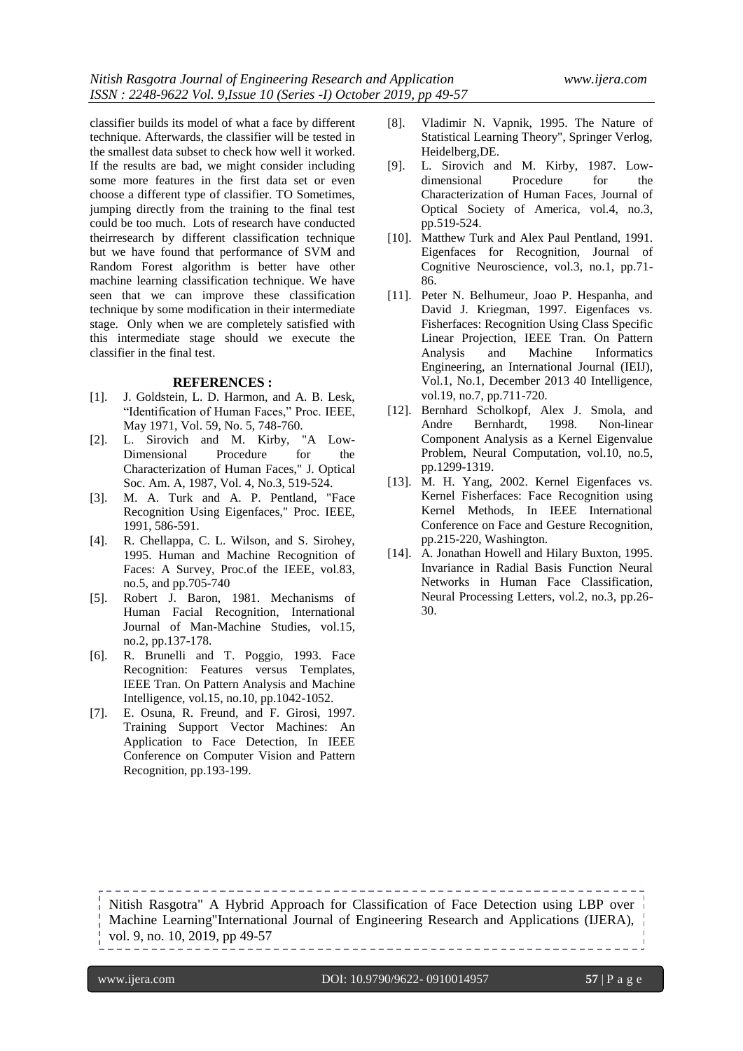classifier builds its model of what a face by different technique. Afterwards, the classifier will be tested in the smallest data subset to check how well it worked. If the results are bad, we might consider including some more features in the first data set or even choose a different type of classifier. TO Sometimes, jumping directly from the training to the final test could be too much. Lots of research have conducted theirresearch by different classification technique but we have found that performance of SVM and Random Forest algorithm is better have other machine learning classification technique. We have seen that we can improve these classification technique by some modification in their intermediate stage. Only when we are completely satisfied with this intermediate stage should we execute the classifier in the final test.

## REFERENCES :

[1]. J. Goldstein, L. D. Harmon, and A. B. Lesk, "Identification of Human Faces," Proc. IEEE, May 1971, Vol. 59, No. 5, 748-760.

[2]. L. Sirovich and M. Kirby, "A Low-Dimensional Procedure for the Characterization of Human Faces," J. Optical Soc. Am. A, 1987, Vol. 4, No.3, 519-524.

[3]. M. A. Turk and A. P. Pentland, "Face Recognition Using Eigenfaces," Proc. IEEE, 1991, 586-591.

[4]. R. Chellappa, C. L. Wilson, and S. Sirohey, 1995. Human and Machine Recognition of Faces: A Survey, Proc.of the IEEE, vol.83, no.5, and pp.705-740

[5]. Robert J. Baron, 1981. Mechanisms of Human Facial Recognition, International Journal of Man-Machine Studies, vol.15, no.2, pp.137-178.

[6]. R. Brunelli and T. Poggio, 1993. Face Recognition: Features versus Templates, IEEE Tran. On Pattern Analysis and Machine Intelligence, vol.15, no.10, pp.1042-1052.

[7]. E. Osuna, R. Freund, and F. Girosi, 1997. Training Support Vector Machines: An Application to Face Detection, In IEEE Conference on Computer Vision and Pattern Recognition, pp.193-199.

[8]. Vladimir N. Vapnik, 1995. The Nature of Statistical Learning Theory", Springer Verlog, Heidelberg,DE.

[9]. L. Sirovich and M. Kirby, 1987. Low-dimensional Procedure for the Characterization of Human Faces, Journal of Optical Society of America, vol.4, no.3, pp.519-524.

[10]. Matthew Turk and Alex Paul Pentland, 1991. Eigenfaces for Recognition, Journal of Cognitive Neuroscience, vol.3, no.1, pp.71-86.

[11]. Peter N. Belhumeur, Joao P. Hespanha, and David J. Kriegman, 1997. Eigenfaces vs. Fisherfaces: Recognition Using Class Specific Linear Projection, IEEE Tran. On Pattern Analysis and Machine Informatics Engineering, an International Journal (IEIJ), Vol.1, No.1, December 2013 40 Intelligence, vol.19, no.7, pp.711-720.

[12]. Bernhard Scholkopf, Alex J. Smola, and Andre Bernhardt, 1998. Non-linear Component Analysis as a Kernel Eigenvalue Problem, Neural Computation, vol.10, no.5, pp.1299-1319.

[13]. M. H. Yang, 2002. Kernel Eigenfaces vs. Kernel Fisherfaces: Face Recognition using Kernel Methods, In IEEE International Conference on Face and Gesture Recognition, pp.215-220, Washington.

[14]. A. Jonathan Howell and Hilary Buxton, 1995. Invariance in Radial Basis Function Neural Networks in Human Face Classification, Neural Processing Letters, vol.2, no.3, pp.26-30.

Nitish Rasgotra" A Hybrid Approach for Classification of Face Detection using LBP over Machine Learning"International Journal of Engineering Research and Applications (IJERA), vol. 9, no. 10, 2019, pp 49-57